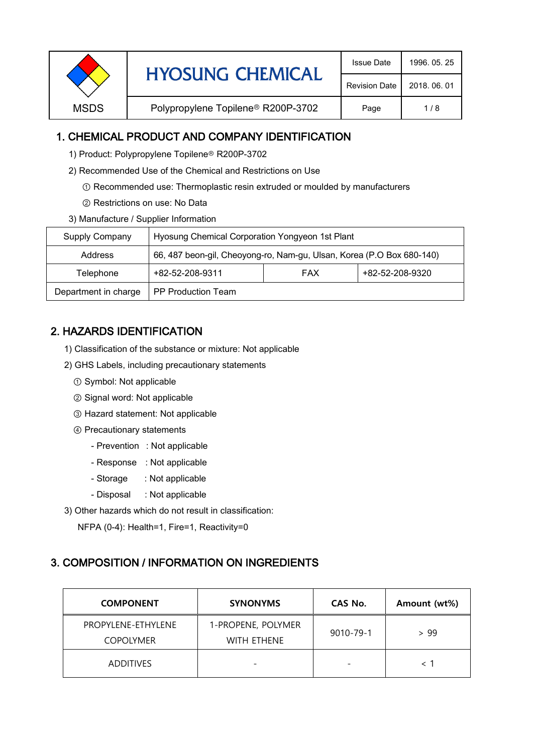| MSDS | HYOSUNG CHEMICAL | Issue Date | 1996. 05. 25 |
|---|---|---|---|
| | | Revision Date | 2018. 06. 01 |
| | Polypropylene Topilene® R200P-3702 | | |

## 1. CHEMICAL PRODUCT AND COMPANY IDENTIFICATION

1) Product: Polypropylene Topilene® R200P-3702

2) Recommended Use of the Chemical and Restrictions on Use

① Recommended use: Thermoplastic resin extruded or moulded by manufacturers

② Restrictions on use: No Data

3) Manufacture / Supplier Information

| Supply Company | Hyosung Chemical Corporation Yongyeon 1st Plant | | |
|---|---|---|---|
| Address | 66, 487 beon-gil, Cheoyong-ro, Nam-gu, Ulsan, Korea (P.O Box 680-140) | | |
| Telephone | +82-52-208-9311 | FAX | +82-52-208-9320 |
| Department in charge | PP Production Team | | |

## 2. HAZARDS IDENTIFICATION

1) Classification of the substance or mixture: Not applicable

2) GHS Labels, including precautionary statements

① Symbol: Not applicable

② Signal word: Not applicable

③ Hazard statement: Not applicable

④ Precautionary statements

- Prevention : Not applicable
- Response : Not applicable
- Storage : Not applicable
- Disposal : Not applicable

3) Other hazards which do not result in classification:

NFPA (0-4): Health=1, Fire=1, Reactivity=0

## 3. COMPOSITION / INFORMATION ON INGREDIENTS

| COMPONENT | SYNONYMS | CAS No. | Amount (wt%) |
|---|---|---|---|
| PROPYLENE-ETHYLENE COPOLYMER | 1-PROPENE, POLYMER WITH ETHENE | 9010-79-1 | > 99 |
| ADDITIVES | - | - | < 1 |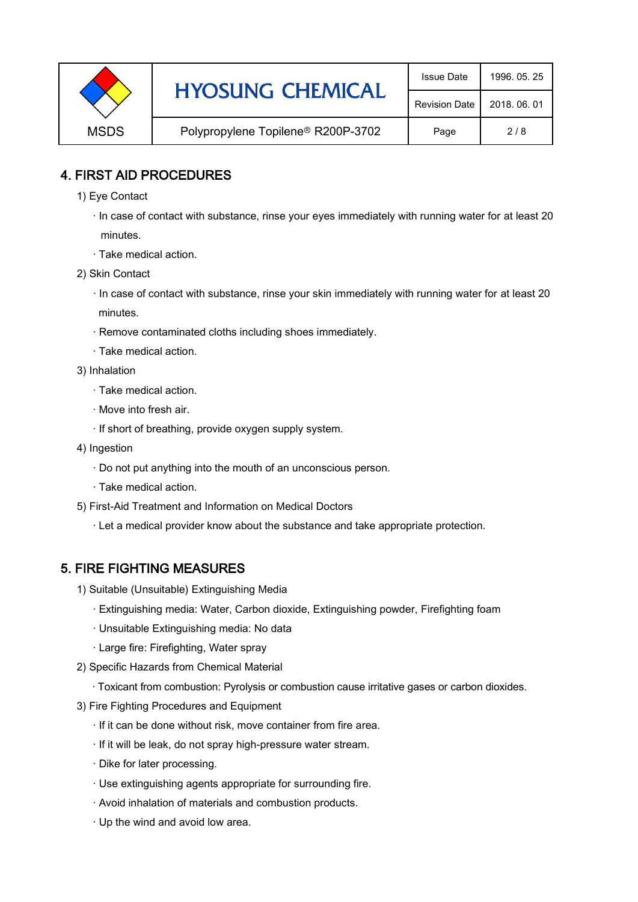## 4. FIRST AID PROCEDURES

1) Eye Contact

· In case of contact with substance, rinse your eyes immediately with running water for at least 20 minutes.

· Take medical action.

2) Skin Contact

· In case of contact with substance, rinse your skin immediately with running water for at least 20 minutes.

· Remove contaminated cloths including shoes immediately.

· Take medical action.

3) Inhalation

· Take medical action.

· Move into fresh air.

· If short of breathing, provide oxygen supply system.

4) Ingestion

· Do not put anything into the mouth of an unconscious person.

· Take medical action.

5) First-Aid Treatment and Information on Medical Doctors

· Let a medical provider know about the substance and take appropriate protection.

## 5. FIRE FIGHTING MEASURES

1) Suitable (Unsuitable) Extinguishing Media

· Extinguishing media: Water, Carbon dioxide, Extinguishing powder, Firefighting foam

· Unsuitable Extinguishing media: No data

· Large fire: Firefighting, Water spray

2) Specific Hazards from Chemical Material

· Toxicant from combustion: Pyrolysis or combustion cause irritative gases or carbon dioxides.

3) Fire Fighting Procedures and Equipment

· If it can be done without risk, move container from fire area.

· If it will be leak, do not spray high-pressure water stream.

· Dike for later processing.

· Use extinguishing agents appropriate for surrounding fire.

· Avoid inhalation of materials and combustion products.

· Up the wind and avoid low area.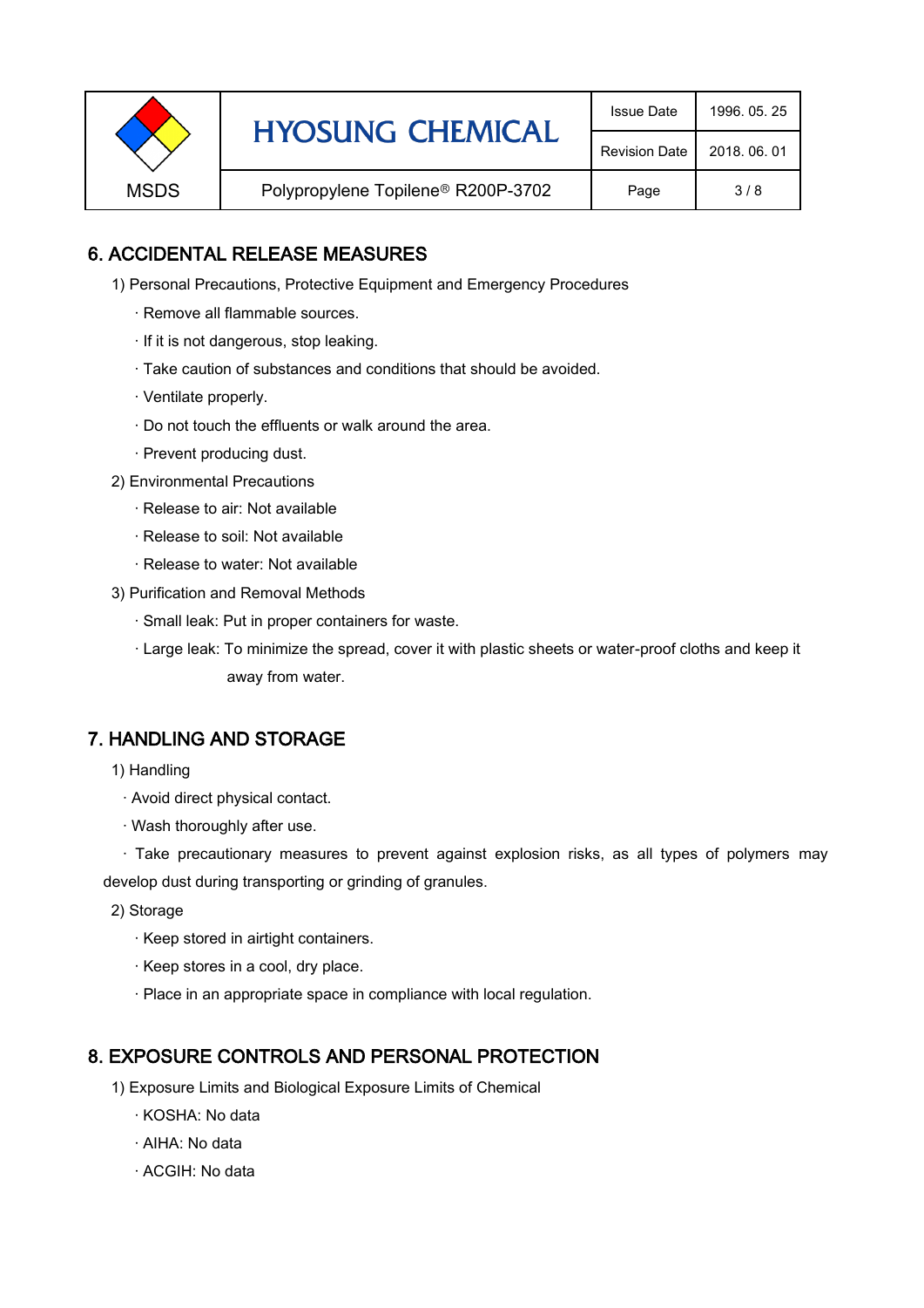## 6. ACCIDENTAL RELEASE MEASURES

1) Personal Precautions, Protective Equipment and Emergency Procedures

- · Remove all flammable sources.
- · If it is not dangerous, stop leaking.
- · Take caution of substances and conditions that should be avoided.
- · Ventilate properly.
- · Do not touch the effluents or walk around the area.
- · Prevent producing dust.

2) Environmental Precautions

- · Release to air: Not available
- · Release to soil: Not available
- · Release to water: Not available

3) Purification and Removal Methods

- · Small leak: Put in proper containers for waste.
- · Large leak: To minimize the spread, cover it with plastic sheets or water-proof cloths and keep it away from water.

## 7. HANDLING AND STORAGE

1) Handling

- · Avoid direct physical contact.
- · Wash thoroughly after use.
- · Take precautionary measures to prevent against explosion risks, as all types of polymers may develop dust during transporting or grinding of granules.

2) Storage

- · Keep stored in airtight containers.
- · Keep stores in a cool, dry place.
- · Place in an appropriate space in compliance with local regulation.

## 8. EXPOSURE CONTROLS AND PERSONAL PROTECTION

1) Exposure Limits and Biological Exposure Limits of Chemical

- · KOSHA: No data
- · AIHA: No data
- · ACGIH: No data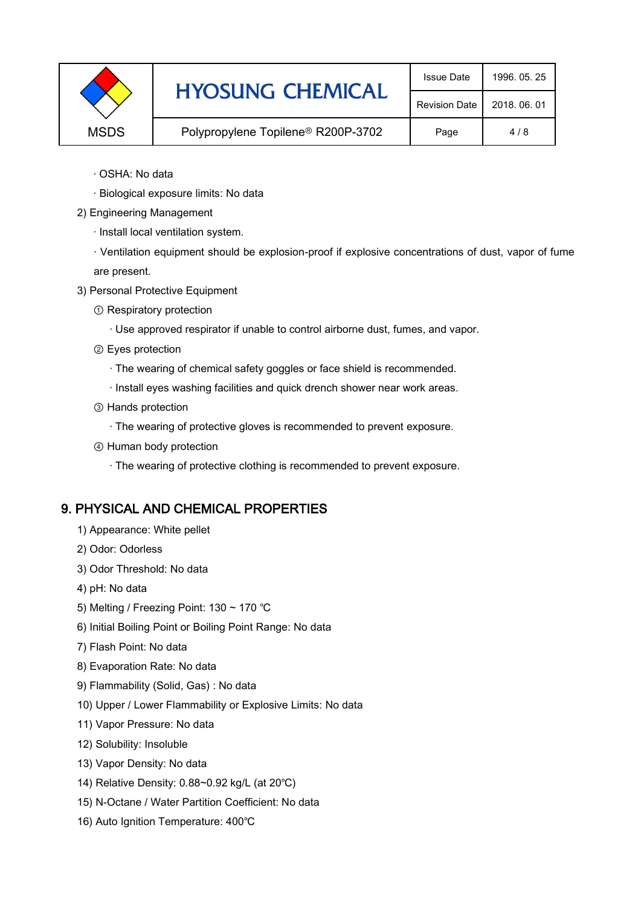· OSHA: No data

· Biological exposure limits: No data

2) Engineering Management

· Install local ventilation system.

· Ventilation equipment should be explosion-proof if explosive concentrations of dust, vapor of fume are present.

3) Personal Protective Equipment

① Respiratory protection

· Use approved respirator if unable to control airborne dust, fumes, and vapor.

② Eyes protection

· The wearing of chemical safety goggles or face shield is recommended.

· Install eyes washing facilities and quick drench shower near work areas.

③ Hands protection

· The wearing of protective gloves is recommended to prevent exposure.

④ Human body protection

· The wearing of protective clothing is recommended to prevent exposure.

## 9. PHYSICAL AND CHEMICAL PROPERTIES

1) Appearance: White pellet

2) Odor: Odorless

3) Odor Threshold: No data

4) pH: No data

5) Melting / Freezing Point: 130 ~ 170 ℃

6) Initial Boiling Point or Boiling Point Range: No data

7) Flash Point: No data

8) Evaporation Rate: No data

9) Flammability (Solid, Gas) : No data

10) Upper / Lower Flammability or Explosive Limits: No data

11) Vapor Pressure: No data

12) Solubility: Insoluble

13) Vapor Density: No data

14) Relative Density: 0.88~0.92 kg/L (at 20℃)

15) N-Octane / Water Partition Coefficient: No data

16) Auto Ignition Temperature: 400℃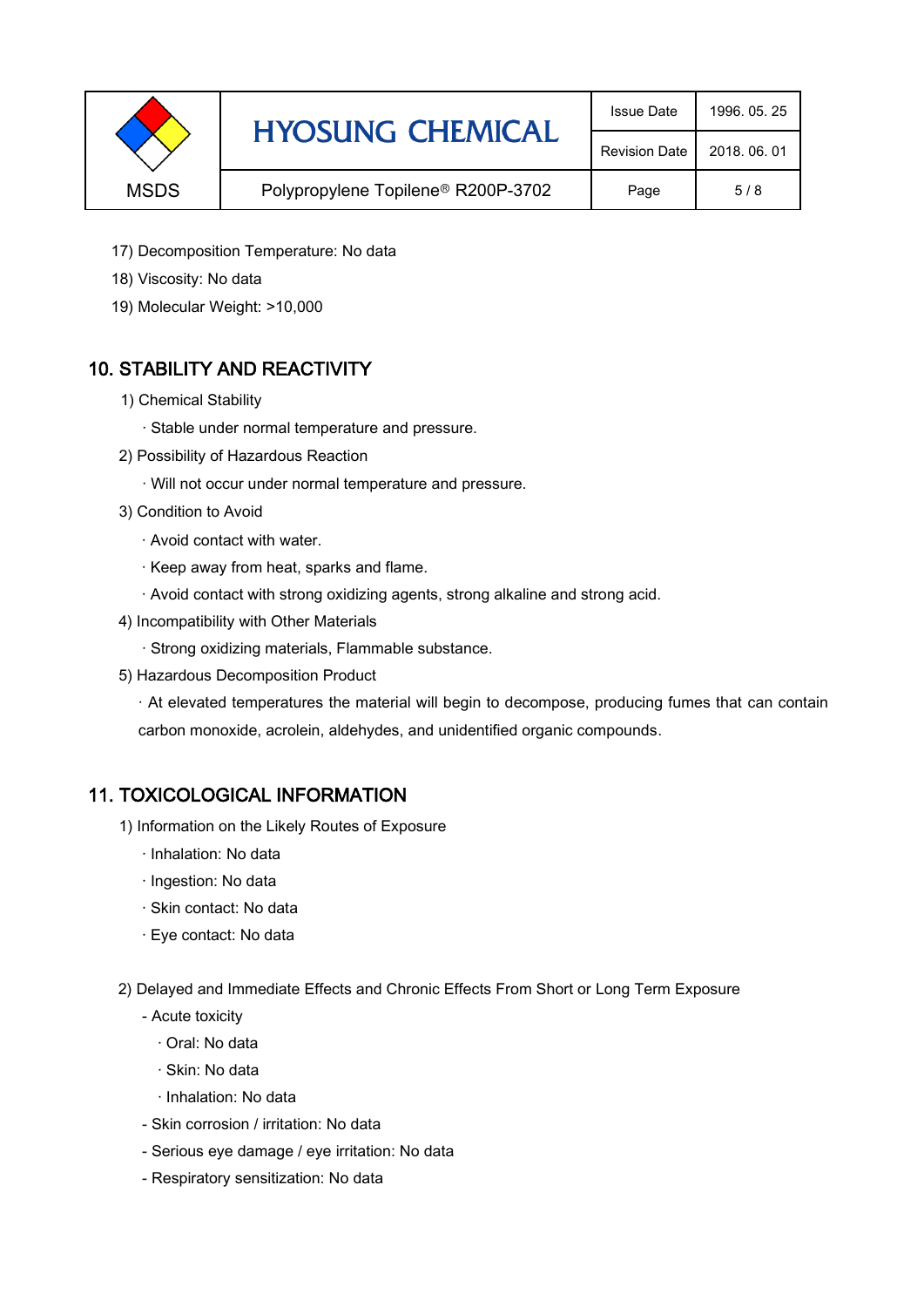17) Decomposition Temperature: No data

18) Viscosity: No data

19) Molecular Weight: >10,000

## 10. STABILITY AND REACTIVITY

1) Chemical Stability

· Stable under normal temperature and pressure.

2) Possibility of Hazardous Reaction

· Will not occur under normal temperature and pressure.

3) Condition to Avoid

· Avoid contact with water.

· Keep away from heat, sparks and flame.

· Avoid contact with strong oxidizing agents, strong alkaline and strong acid.

4) Incompatibility with Other Materials

· Strong oxidizing materials, Flammable substance.

5) Hazardous Decomposition Product

· At elevated temperatures the material will begin to decompose, producing fumes that can contain carbon monoxide, acrolein, aldehydes, and unidentified organic compounds.

## 11. TOXICOLOGICAL INFORMATION

1) Information on the Likely Routes of Exposure

· Inhalation: No data

· Ingestion: No data

· Skin contact: No data

· Eye contact: No data

2) Delayed and Immediate Effects and Chronic Effects From Short or Long Term Exposure

- Acute toxicity
  - · Oral: No data
  - · Skin: No data
  - · Inhalation: No data
- Skin corrosion / irritation: No data
- Serious eye damage / eye irritation: No data
- Respiratory sensitization: No data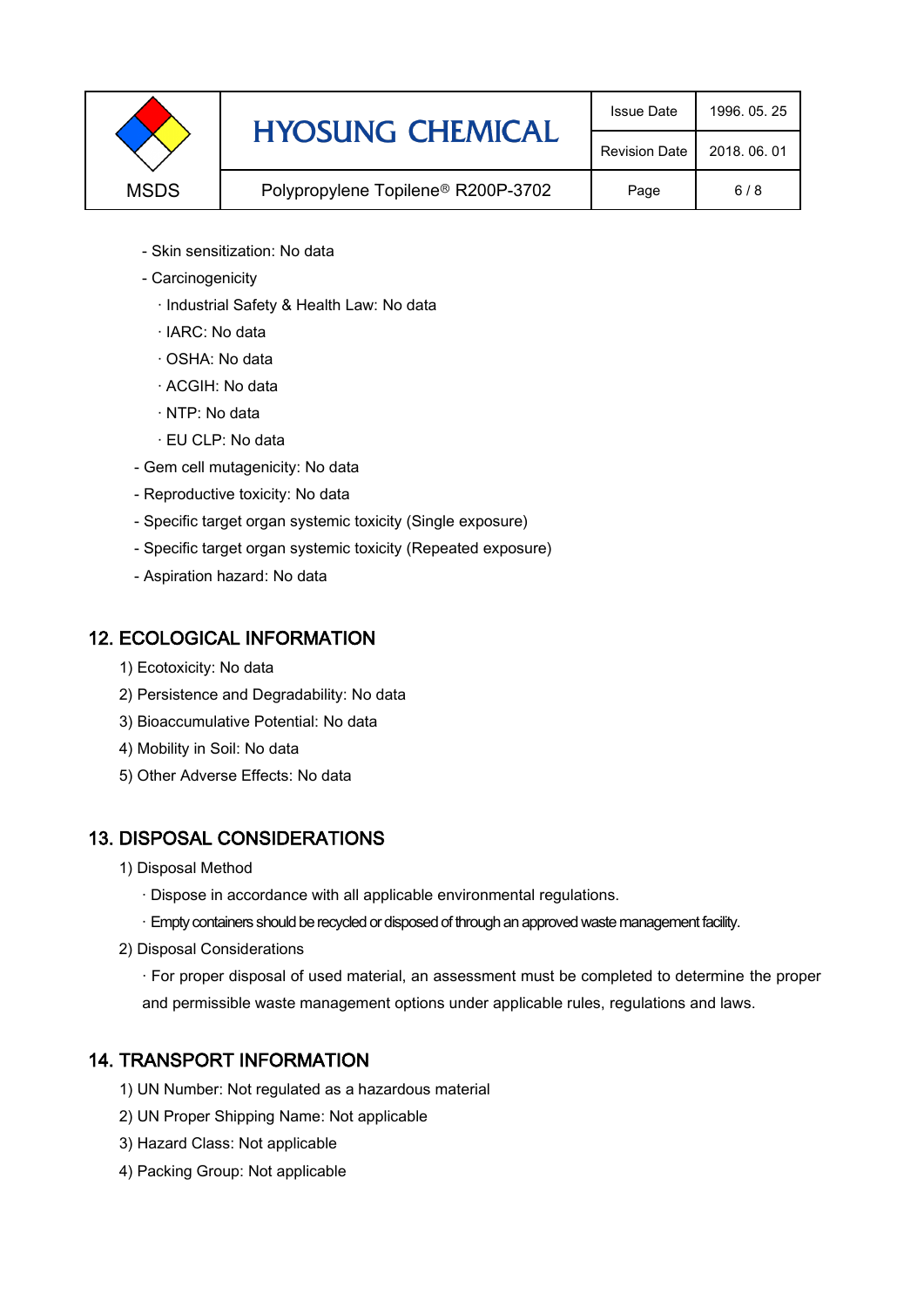- Skin sensitization: No data
- Carcinogenicity
  - · Industrial Safety & Health Law: No data
  - · IARC: No data
  - · OSHA: No data
  - · ACGIH: No data
  - · NTP: No data
  - · EU CLP: No data
- Gem cell mutagenicity: No data
- Reproductive toxicity: No data
- Specific target organ systemic toxicity (Single exposure)
- Specific target organ systemic toxicity (Repeated exposure)
- Aspiration hazard: No data

## 12. ECOLOGICAL INFORMATION

1) Ecotoxicity: No data
2) Persistence and Degradability: No data
3) Bioaccumulative Potential: No data
4) Mobility in Soil: No data
5) Other Adverse Effects: No data

## 13. DISPOSAL CONSIDERATIONS

1) Disposal Method
   - · Dispose in accordance with all applicable environmental regulations.
   - · Empty containers should be recycled or disposed of through an approved waste management facility.
2) Disposal Considerations
   - · For proper disposal of used material, an assessment must be completed to determine the proper and permissible waste management options under applicable rules, regulations and laws.

## 14. TRANSPORT INFORMATION

1) UN Number: Not regulated as a hazardous material
2) UN Proper Shipping Name: Not applicable
3) Hazard Class: Not applicable
4) Packing Group: Not applicable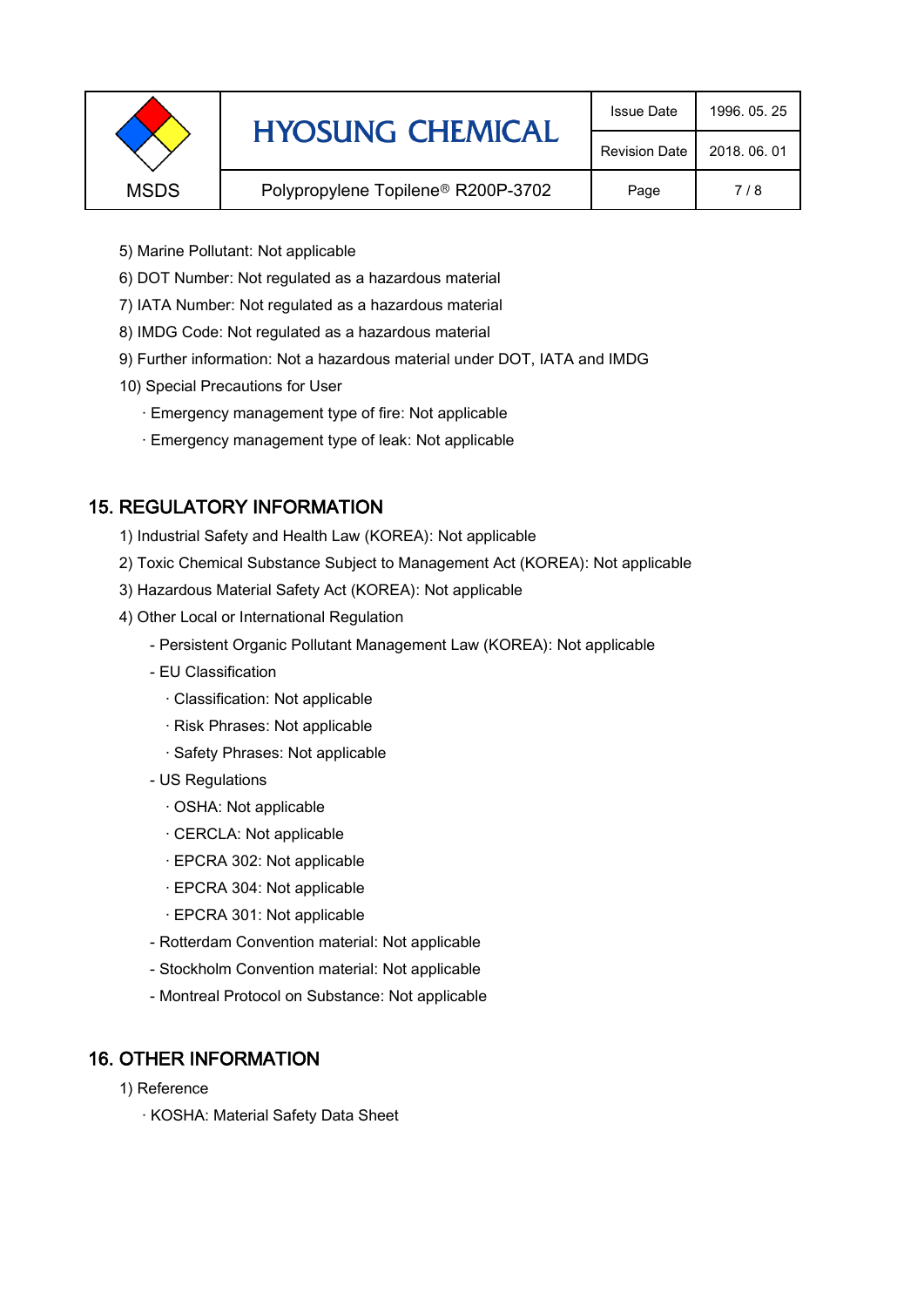5) Marine Pollutant: Not applicable

6) DOT Number: Not regulated as a hazardous material

7) IATA Number: Not regulated as a hazardous material

8) IMDG Code: Not regulated as a hazardous material

9) Further information: Not a hazardous material under DOT, IATA and IMDG

10) Special Precautions for User

- · Emergency management type of fire: Not applicable
- · Emergency management type of leak: Not applicable

## 15. REGULATORY INFORMATION

1) Industrial Safety and Health Law (KOREA): Not applicable

2) Toxic Chemical Substance Subject to Management Act (KOREA): Not applicable

3) Hazardous Material Safety Act (KOREA): Not applicable

4) Other Local or International Regulation

- Persistent Organic Pollutant Management Law (KOREA): Not applicable
- EU Classification
  - · Classification: Not applicable
  - · Risk Phrases: Not applicable
  - · Safety Phrases: Not applicable
- US Regulations
  - · OSHA: Not applicable
  - · CERCLA: Not applicable
  - · EPCRA 302: Not applicable
  - · EPCRA 304: Not applicable
  - · EPCRA 301: Not applicable
- Rotterdam Convention material: Not applicable
- Stockholm Convention material: Not applicable
- Montreal Protocol on Substance: Not applicable

## 16. OTHER INFORMATION

1) Reference

- · KOSHA: Material Safety Data Sheet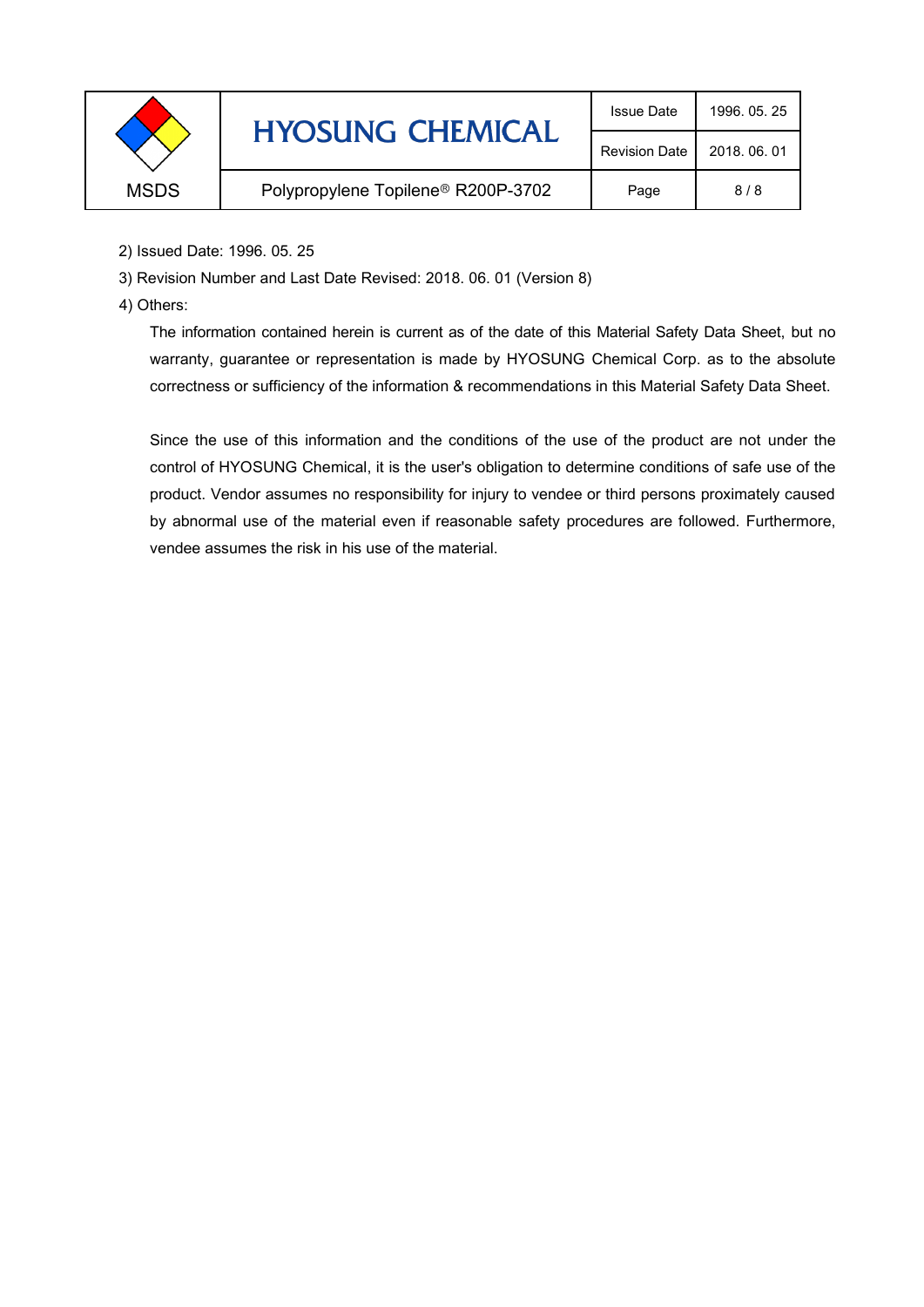2) Issued Date: 1996. 05. 25

3) Revision Number and Last Date Revised: 2018. 06. 01 (Version 8)

4) Others:

The information contained herein is current as of the date of this Material Safety Data Sheet, but no warranty, guarantee or representation is made by HYOSUNG Chemical Corp. as to the absolute correctness or sufficiency of the information & recommendations in this Material Safety Data Sheet.

Since the use of this information and the conditions of the use of the product are not under the control of HYOSUNG Chemical, it is the user's obligation to determine conditions of safe use of the product. Vendor assumes no responsibility for injury to vendee or third persons proximately caused by abnormal use of the material even if reasonable safety procedures are followed. Furthermore, vendee assumes the risk in his use of the material.